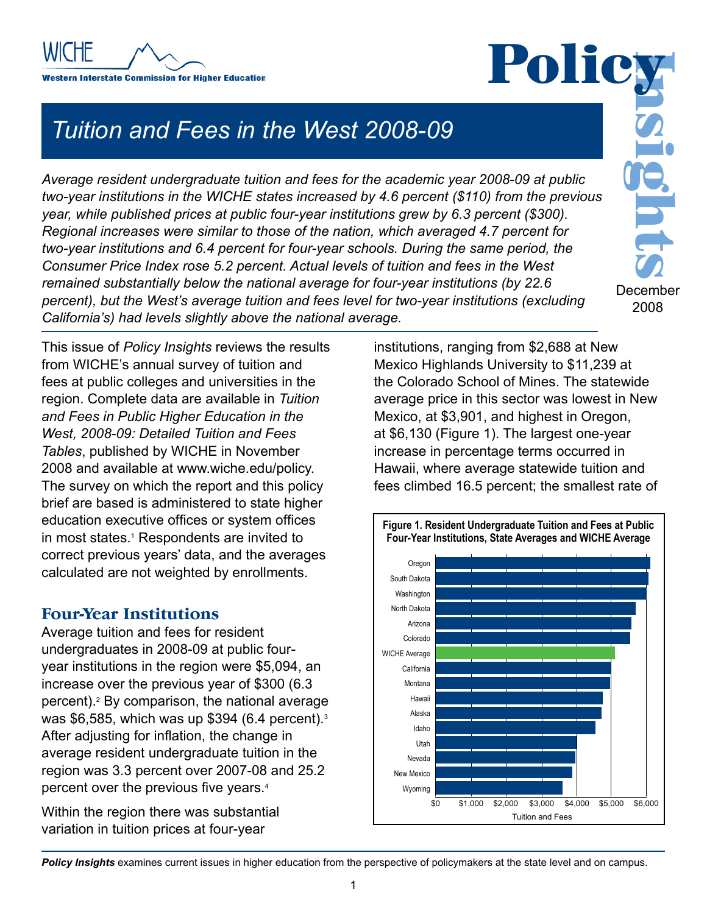WICHE

Western Interstate Commission for Higher Education

# Policy Insights

December 2008

## Tuition and Fees in the West 2008-09

*Average resident undergraduate tuition and fees for the academic year 2008-09 at public two-year institutions in the WICHE states increased by 4.6 percent ($110) from the previous year, while published prices at public four-year institutions grew by 6.3 percent ($300). Regional increases were similar to those of the nation, which averaged 4.7 percent for two-year institutions and 6.4 percent for four-year schools. During the same period, the Consumer Price Index rose 5.2 percent. Actual levels of tuition and fees in the West remained substantially below the national average for four-year institutions (by 22.6 percent), but the West's average tuition and fees level for two-year institutions (excluding California's) had levels slightly above the national average.*

This issue of *Policy Insights* reviews the results from WICHE's annual survey of tuition and fees at public colleges and universities in the region. Complete data are available in *Tuition and Fees in Public Higher Education in the West, 2008-09: Detailed Tuition and Fees Tables*, published by WICHE in November 2008 and available at www.wiche.edu/policy. The survey on which the report and this policy brief are based is administered to state higher education executive offices or system offices in most states.[1] Respondents are invited to correct previous years' data, and the averages calculated are not weighted by enrollments.

### Four-Year Institutions

Average tuition and fees for resident undergraduates in 2008-09 at public four-year institutions in the region were $5,094, an increase over the previous year of $300 (6.3 percent).[2] By comparison, the national average was $6,585, which was up $394 (6.4 percent).[3] After adjusting for inflation, the change in average resident undergraduate tuition in the region was 3.3 percent over 2007-08 and 25.2 percent over the previous five years.[4]

Within the region there was substantial variation in tuition prices at four-year institutions, ranging from $2,688 at New Mexico Highlands University to $11,239 at the Colorado School of Mines. The statewide average price in this sector was lowest in New Mexico, at $3,901, and highest in Oregon, at $6,130 (Figure 1). The largest one-year increase in percentage terms occurred in Hawaii, where average statewide tuition and fees climbed 16.5 percent; the smallest rate of

**Figure 1. Resident Undergraduate Tuition and Fees at Public Four-Year Institutions, State Averages and WICHE Average**

Bars (in descending order): Oregon, South Dakota, Washington, North Dakota, Arizona, Colorado, WICHE Average, California, Montana, Hawaii, Alaska, Idaho, Utah, Nevada, New Mexico, Wyoming

X-axis: Tuition and Fees ($0, $1,000, $2,000, $3,000, $4,000, $5,000, $6,000)

***Policy Insights*** examines current issues in higher education from the perspective of policymakers at the state level and on campus.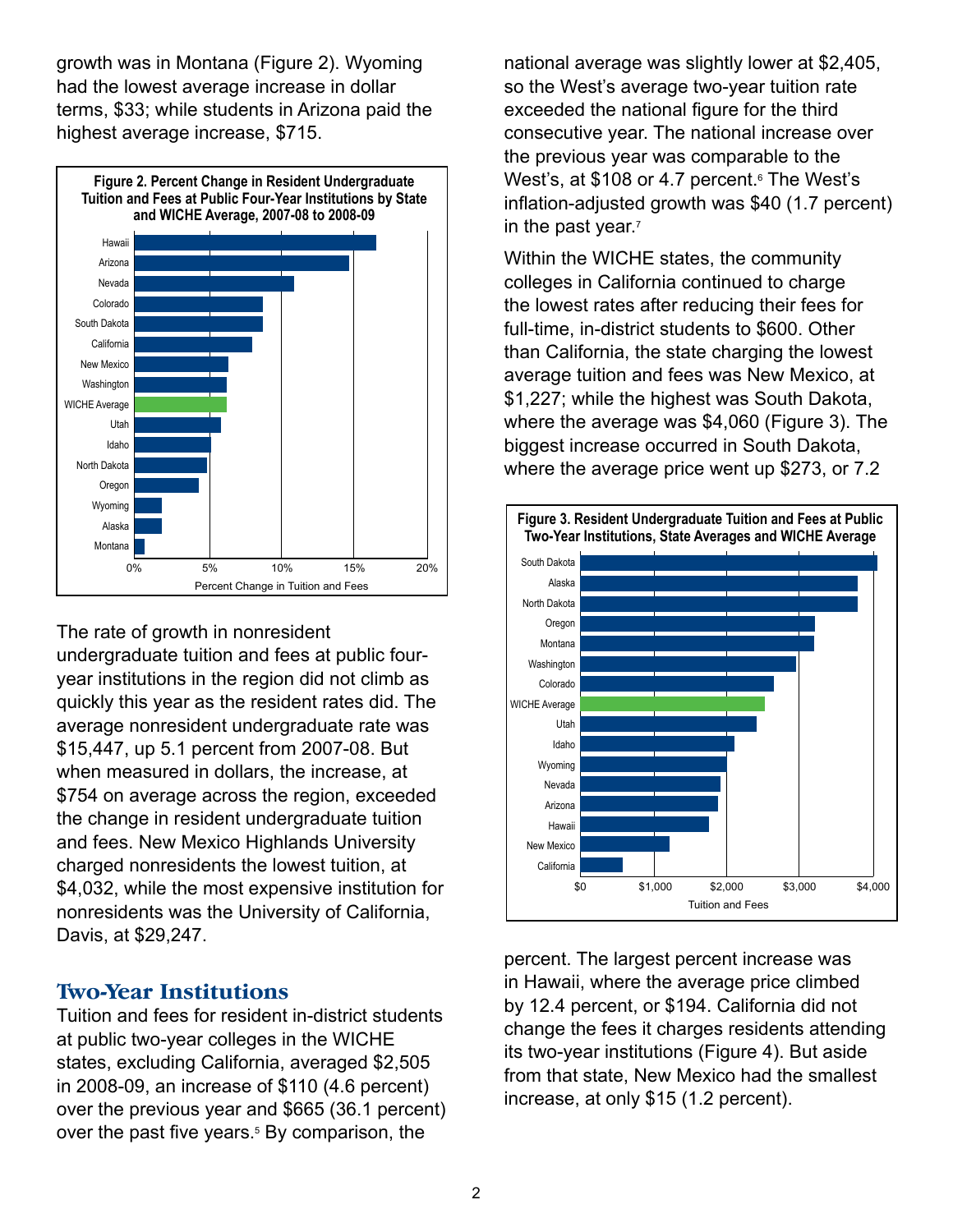growth was in Montana (Figure 2). Wyoming had the lowest average increase in dollar terms, $33; while students in Arizona paid the highest average increase, $715.

**Figure 2. Percent Change in Resident Undergraduate Tuition and Fees at Public Four-Year Institutions by State and WICHE Average, 2007-08 to 2008-09**

The rate of growth in nonresident undergraduate tuition and fees at public four-year institutions in the region did not climb as quickly this year as the resident rates did. The average nonresident undergraduate rate was $15,447, up 5.1 percent from 2007-08. But when measured in dollars, the increase, at $754 on average across the region, exceeded the change in resident undergraduate tuition and fees. New Mexico Highlands University charged nonresidents the lowest tuition, at $4,032, while the most expensive institution for nonresidents was the University of California, Davis, at $29,247.

## Two-Year Institutions

Tuition and fees for resident in-district students at public two-year colleges in the WICHE states, excluding California, averaged $2,505 in 2008-09, an increase of $110 (4.6 percent) over the previous year and $665 (36.1 percent) over the past five years.[5] By comparison, the national average was slightly lower at $2,405, so the West's average two-year tuition rate exceeded the national figure for the third consecutive year. The national increase over the previous year was comparable to the West's, at $108 or 4.7 percent.[6] The West's inflation-adjusted growth was $40 (1.7 percent) in the past year.[7]

Within the WICHE states, the community colleges in California continued to charge the lowest rates after reducing their fees for full-time, in-district students to $600. Other than California, the state charging the lowest average tuition and fees was New Mexico, at $1,227; while the highest was South Dakota, where the average was $4,060 (Figure 3). The biggest increase occurred in South Dakota, where the average price went up $273, or 7.2 percent. The largest percent increase was in Hawaii, where the average price climbed by 12.4 percent, or $194. California did not change the fees it charges residents attending its two-year institutions (Figure 4). But aside from that state, New Mexico had the smallest increase, at only $15 (1.2 percent).

**Figure 3. Resident Undergraduate Tuition and Fees at Public Two-Year Institutions, State Averages and WICHE Average**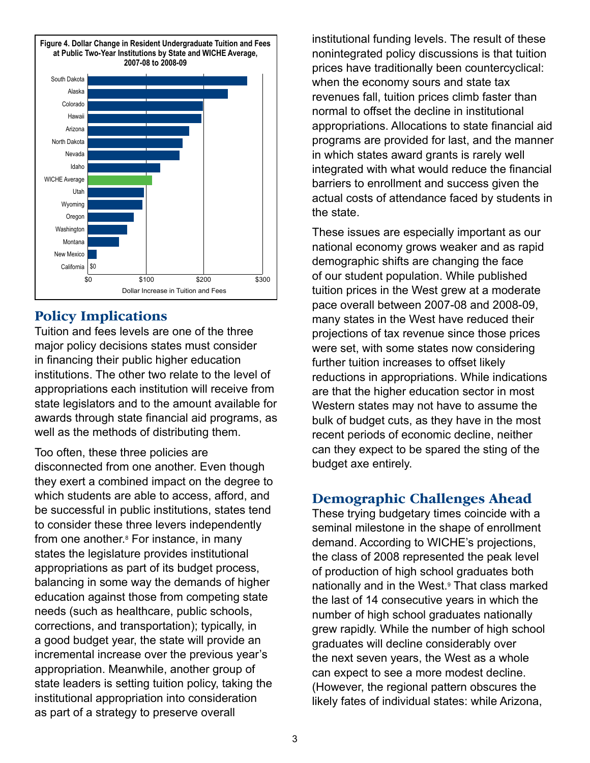**Figure 4. Dollar Change in Resident Undergraduate Tuition and Fees at Public Two-Year Institutions by State and WICHE Average, 2007-08 to 2008-09**

## Policy Implications

Tuition and fees levels are one of the three major policy decisions states must consider in financing their public higher education institutions. The other two relate to the level of appropriations each institution will receive from state legislators and to the amount available for awards through state financial aid programs, as well as the methods of distributing them.

Too often, these three policies are disconnected from one another. Even though they exert a combined impact on the degree to which students are able to access, afford, and be successful in public institutions, states tend to consider these three levers independently from one another.[8] For instance, in many states the legislature provides institutional appropriations as part of its budget process, balancing in some way the demands of higher education against those from competing state needs (such as healthcare, public schools, corrections, and transportation); typically, in a good budget year, the state will provide an incremental increase over the previous year's appropriation. Meanwhile, another group of state leaders is setting tuition policy, taking the institutional appropriation into consideration as part of a strategy to preserve overall institutional funding levels. The result of these nonintegrated policy discussions is that tuition prices have traditionally been countercyclical: when the economy sours and state tax revenues fall, tuition prices climb faster than normal to offset the decline in institutional appropriations. Allocations to state financial aid programs are provided for last, and the manner in which states award grants is rarely well integrated with what would reduce the financial barriers to enrollment and success given the actual costs of attendance faced by students in the state.

These issues are especially important as our national economy grows weaker and as rapid demographic shifts are changing the face of our student population. While published tuition prices in the West grew at a moderate pace overall between 2007-08 and 2008-09, many states in the West have reduced their projections of tax revenue since those prices were set, with some states now considering further tuition increases to offset likely reductions in appropriations. While indications are that the higher education sector in most Western states may not have to assume the bulk of budget cuts, as they have in the most recent periods of economic decline, neither can they expect to be spared the sting of the budget axe entirely.

## Demographic Challenges Ahead

These trying budgetary times coincide with a seminal milestone in the shape of enrollment demand. According to WICHE's projections, the class of 2008 represented the peak level of production of high school graduates both nationally and in the West.[9] That class marked the last of 14 consecutive years in which the number of high school graduates nationally grew rapidly. While the number of high school graduates will decline considerably over the next seven years, the West as a whole can expect to see a more modest decline. (However, the regional pattern obscures the likely fates of individual states: while Arizona,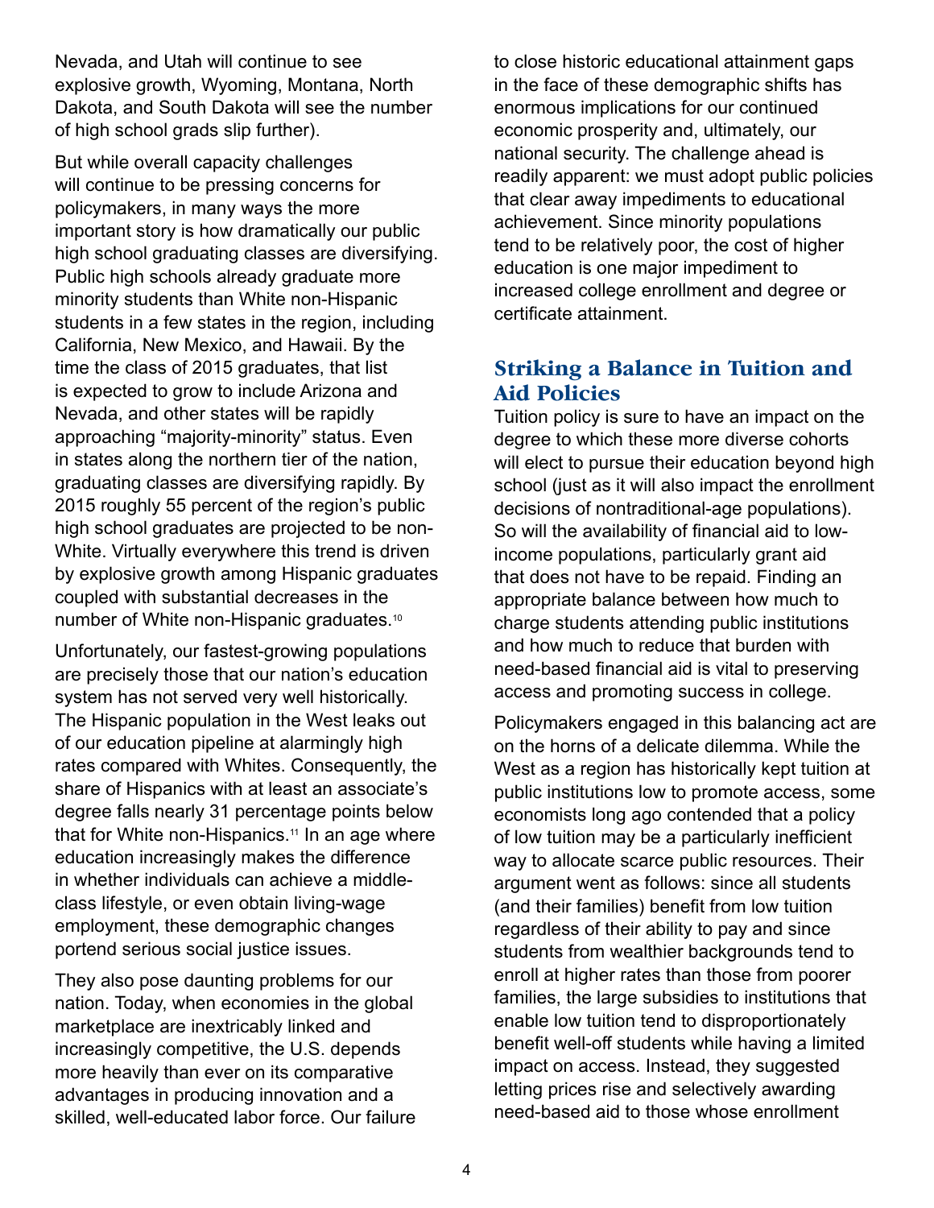Nevada, and Utah will continue to see explosive growth, Wyoming, Montana, North Dakota, and South Dakota will see the number of high school grads slip further).

But while overall capacity challenges will continue to be pressing concerns for policymakers, in many ways the more important story is how dramatically our public high school graduating classes are diversifying. Public high schools already graduate more minority students than White non-Hispanic students in a few states in the region, including California, New Mexico, and Hawaii. By the time the class of 2015 graduates, that list is expected to grow to include Arizona and Nevada, and other states will be rapidly approaching "majority-minority" status. Even in states along the northern tier of the nation, graduating classes are diversifying rapidly. By 2015 roughly 55 percent of the region's public high school graduates are projected to be non-White. Virtually everywhere this trend is driven by explosive growth among Hispanic graduates coupled with substantial decreases in the number of White non-Hispanic graduates.[10]

Unfortunately, our fastest-growing populations are precisely those that our nation's education system has not served very well historically. The Hispanic population in the West leaks out of our education pipeline at alarmingly high rates compared with Whites. Consequently, the share of Hispanics with at least an associate's degree falls nearly 31 percentage points below that for White non-Hispanics.[11] In an age where education increasingly makes the difference in whether individuals can achieve a middle-class lifestyle, or even obtain living-wage employment, these demographic changes portend serious social justice issues.

They also pose daunting problems for our nation. Today, when economies in the global marketplace are inextricably linked and increasingly competitive, the U.S. depends more heavily than ever on its comparative advantages in producing innovation and a skilled, well-educated labor force. Our failure to close historic educational attainment gaps in the face of these demographic shifts has enormous implications for our continued economic prosperity and, ultimately, our national security. The challenge ahead is readily apparent: we must adopt public policies that clear away impediments to educational achievement. Since minority populations tend to be relatively poor, the cost of higher education is one major impediment to increased college enrollment and degree or certificate attainment.

## Striking a Balance in Tuition and Aid Policies

Tuition policy is sure to have an impact on the degree to which these more diverse cohorts will elect to pursue their education beyond high school (just as it will also impact the enrollment decisions of nontraditional-age populations). So will the availability of financial aid to low-income populations, particularly grant aid that does not have to be repaid. Finding an appropriate balance between how much to charge students attending public institutions and how much to reduce that burden with need-based financial aid is vital to preserving access and promoting success in college.

Policymakers engaged in this balancing act are on the horns of a delicate dilemma. While the West as a region has historically kept tuition at public institutions low to promote access, some economists long ago contended that a policy of low tuition may be a particularly inefficient way to allocate scarce public resources. Their argument went as follows: since all students (and their families) benefit from low tuition regardless of their ability to pay and since students from wealthier backgrounds tend to enroll at higher rates than those from poorer families, the large subsidies to institutions that enable low tuition tend to disproportionately benefit well-off students while having a limited impact on access. Instead, they suggested letting prices rise and selectively awarding need-based aid to those whose enrollment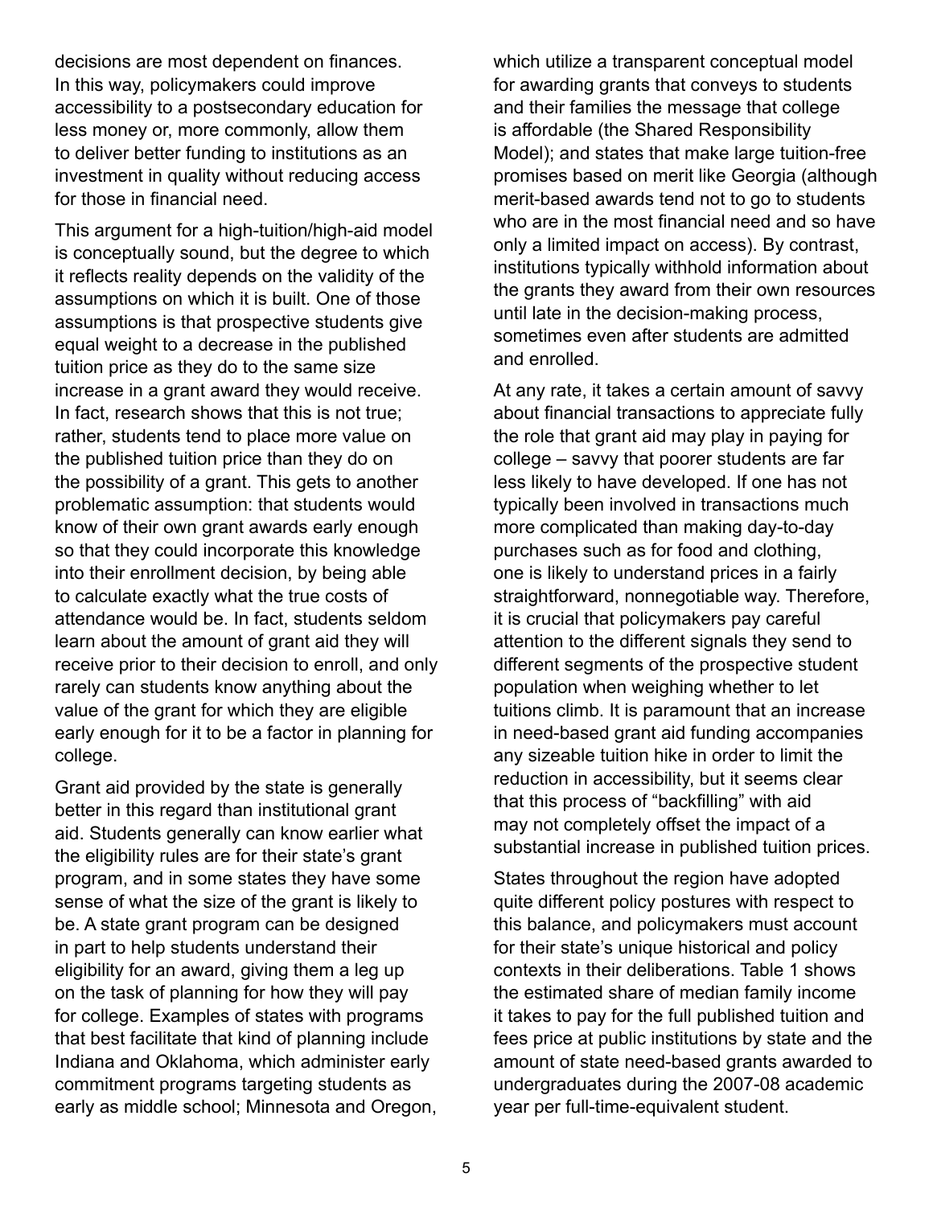decisions are most dependent on finances. In this way, policymakers could improve accessibility to a postsecondary education for less money or, more commonly, allow them to deliver better funding to institutions as an investment in quality without reducing access for those in financial need.

This argument for a high-tuition/high-aid model is conceptually sound, but the degree to which it reflects reality depends on the validity of the assumptions on which it is built. One of those assumptions is that prospective students give equal weight to a decrease in the published tuition price as they do to the same size increase in a grant award they would receive. In fact, research shows that this is not true; rather, students tend to place more value on the published tuition price than they do on the possibility of a grant. This gets to another problematic assumption: that students would know of their own grant awards early enough so that they could incorporate this knowledge into their enrollment decision, by being able to calculate exactly what the true costs of attendance would be. In fact, students seldom learn about the amount of grant aid they will receive prior to their decision to enroll, and only rarely can students know anything about the value of the grant for which they are eligible early enough for it to be a factor in planning for college.

Grant aid provided by the state is generally better in this regard than institutional grant aid. Students generally can know earlier what the eligibility rules are for their state's grant program, and in some states they have some sense of what the size of the grant is likely to be. A state grant program can be designed in part to help students understand their eligibility for an award, giving them a leg up on the task of planning for how they will pay for college. Examples of states with programs that best facilitate that kind of planning include Indiana and Oklahoma, which administer early commitment programs targeting students as early as middle school; Minnesota and Oregon, which utilize a transparent conceptual model for awarding grants that conveys to students and their families the message that college is affordable (the Shared Responsibility Model); and states that make large tuition-free promises based on merit like Georgia (although merit-based awards tend not to go to students who are in the most financial need and so have only a limited impact on access). By contrast, institutions typically withhold information about the grants they award from their own resources until late in the decision-making process, sometimes even after students are admitted and enrolled.

At any rate, it takes a certain amount of savvy about financial transactions to appreciate fully the role that grant aid may play in paying for college – savvy that poorer students are far less likely to have developed. If one has not typically been involved in transactions much more complicated than making day-to-day purchases such as for food and clothing, one is likely to understand prices in a fairly straightforward, nonnegotiable way. Therefore, it is crucial that policymakers pay careful attention to the different signals they send to different segments of the prospective student population when weighing whether to let tuitions climb. It is paramount that an increase in need-based grant aid funding accompanies any sizeable tuition hike in order to limit the reduction in accessibility, but it seems clear that this process of "backfilling" with aid may not completely offset the impact of a substantial increase in published tuition prices.

States throughout the region have adopted quite different policy postures with respect to this balance, and policymakers must account for their state's unique historical and policy contexts in their deliberations. Table 1 shows the estimated share of median family income it takes to pay for the full published tuition and fees price at public institutions by state and the amount of state need-based grants awarded to undergraduates during the 2007-08 academic year per full-time-equivalent student.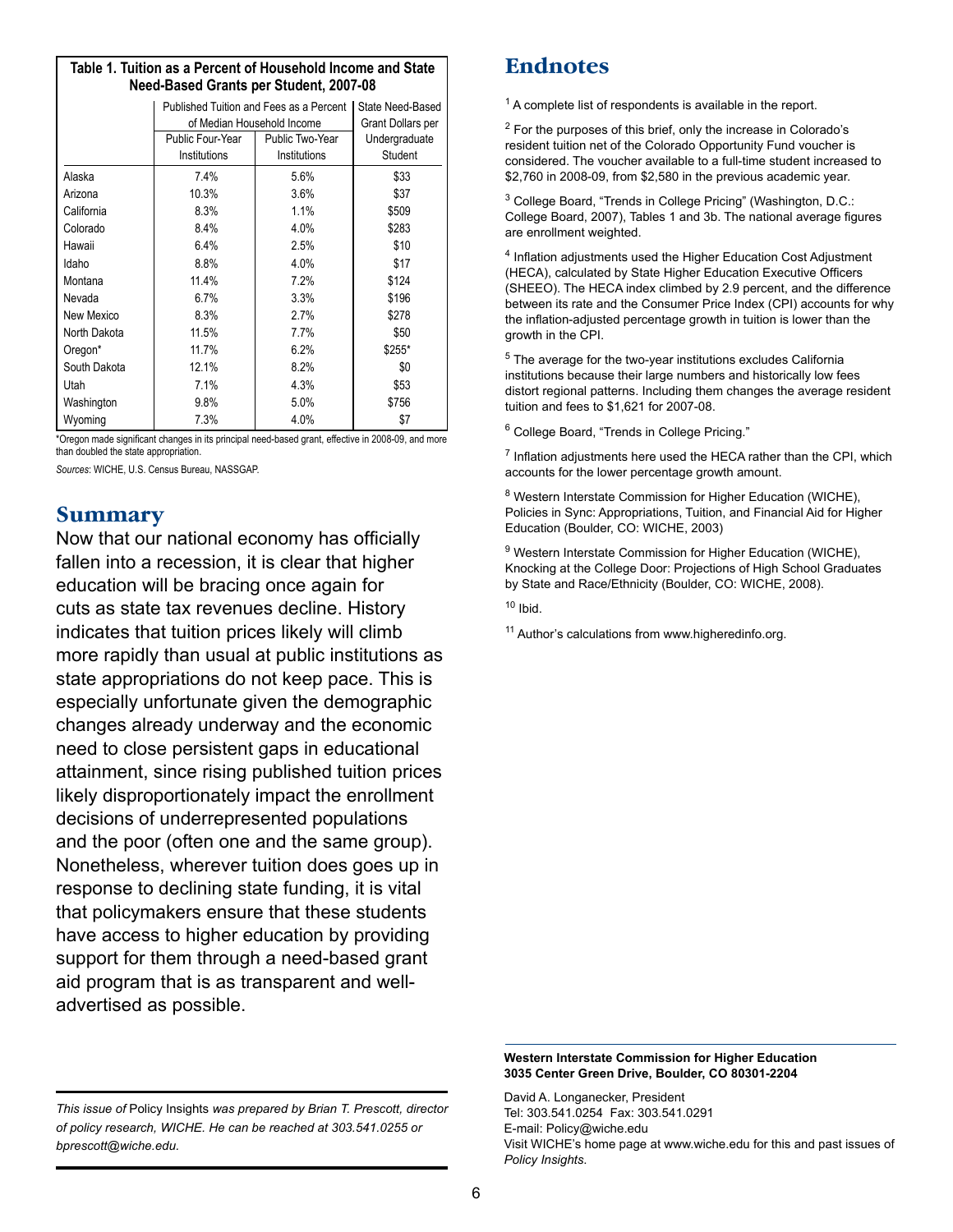**Table 1. Tuition as a Percent of Household Income and State Need-Based Grants per Student, 2007-08**

| | Published Tuition and Fees as a Percent of Median Household Income | | State Need-Based Grant Dollars per Undergraduate Student |
|---|---|---|---|
| | Public Four-Year Institutions | Public Two-Year Institutions | |
| Alaska | 7.4% | 5.6% | $33 |
| Arizona | 10.3% | 3.6% | $37 |
| California | 8.3% | 1.1% | $509 |
| Colorado | 8.4% | 4.0% | $283 |
| Hawaii | 6.4% | 2.5% | $10 |
| Idaho | 8.8% | 4.0% | $17 |
| Montana | 11.4% | 7.2% | $124 |
| Nevada | 6.7% | 3.3% | $196 |
| New Mexico | 8.3% | 2.7% | $278 |
| North Dakota | 11.5% | 7.7% | $50 |
| Oregon* | 11.7% | 6.2% | $255* |
| South Dakota | 12.1% | 8.2% | $0 |
| Utah | 7.1% | 4.3% | $53 |
| Washington | 9.8% | 5.0% | $756 |
| Wyoming | 7.3% | 4.0% | $7 |

*Oregon made significant changes in its principal need-based grant, effective in 2008-09, and more than doubled the state appropriation.

*Sources*: WICHE, U.S. Census Bureau, NASSGAP.

## Summary

Now that our national economy has officially fallen into a recession, it is clear that higher education will be bracing once again for cuts as state tax revenues decline. History indicates that tuition prices likely will climb more rapidly than usual at public institutions as state appropriations do not keep pace. This is especially unfortunate given the demographic changes already underway and the economic need to close persistent gaps in educational attainment, since rising published tuition prices likely disproportionately impact the enrollment decisions of underrepresented populations and the poor (often one and the same group). Nonetheless, wherever tuition does goes up in response to declining state funding, it is vital that policymakers ensure that these students have access to higher education by providing support for them through a need-based grant aid program that is as transparent and well-advertised as possible.

*This issue of* Policy Insights *was prepared by Brian T. Prescott, director of policy research, WICHE. He can be reached at 303.541.0255 or bprescott@wiche.edu.*

## Endnotes

[1] A complete list of respondents is available in the report.

[2] For the purposes of this brief, only the increase in Colorado's resident tuition net of the Colorado Opportunity Fund voucher is considered. The voucher available to a full-time student increased to $2,760 in 2008-09, from $2,580 in the previous academic year.

[3] College Board, "Trends in College Pricing" (Washington, D.C.: College Board, 2007), Tables 1 and 3b. The national average figures are enrollment weighted.

[4] Inflation adjustments used the Higher Education Cost Adjustment (HECA), calculated by State Higher Education Executive Officers (SHEEO). The HECA index climbed by 2.9 percent, and the difference between its rate and the Consumer Price Index (CPI) accounts for why the inflation-adjusted percentage growth in tuition is lower than the growth in the CPI.

[5] The average for the two-year institutions excludes California institutions because their large numbers and historically low fees distort regional patterns. Including them changes the average resident tuition and fees to $1,621 for 2007-08.

[6] College Board, "Trends in College Pricing."

[7] Inflation adjustments here used the HECA rather than the CPI, which accounts for the lower percentage growth amount.

[8] Western Interstate Commission for Higher Education (WICHE), Policies in Sync: Appropriations, Tuition, and Financial Aid for Higher Education (Boulder, CO: WICHE, 2003)

[9] Western Interstate Commission for Higher Education (WICHE), Knocking at the College Door: Projections of High School Graduates by State and Race/Ethnicity (Boulder, CO: WICHE, 2008).

[10] Ibid.

[11] Author's calculations from www.higheredinfo.org.

**Western Interstate Commission for Higher Education**
**3035 Center Green Drive, Boulder, CO 80301-2204**

David A. Longanecker, President
Tel: 303.541.0254 Fax: 303.541.0291
E-mail: Policy@wiche.edu
Visit WICHE's home page at www.wiche.edu for this and past issues of *Policy Insights.*